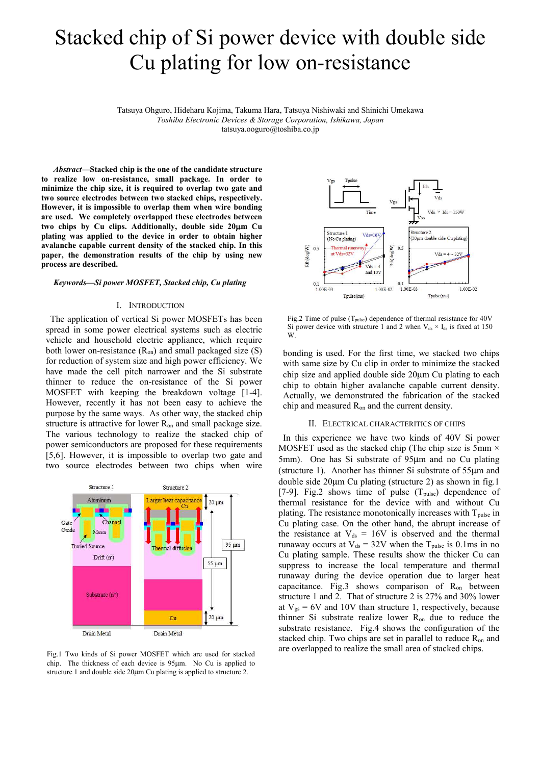# Stacked chip of Si power device with double side Cu plating for low on-resistance

Tatsuya Ohguro, Hideharu Kojima, Takuma Hara, Tatsuya Nishiwaki and Shinichi Umekawa
*Toshiba Electronic Devices & Storage Corporation, Ishikawa, Japan*
tatsuya.oguro@toshiba.co.jp

***Abstract*—Stacked chip is the one of the candidate structure to realize low on-resistance, small package. In order to minimize the chip size, it is required to overlap two gate and two source electrodes between two stacked chips, respectively. However, it is impossible to overlap them when wire bonding are used. We completely overlapped these electrodes between two chips by Cu clips. Additionally, double side 20µm Cu plating was applied to the device in order to obtain higher avalanche capable current density of the stacked chip. In this paper, the demonstration results of the chip by using new process are described.**

***Keywords—Si power MOSFET, Stacked chip, Cu plating***

## I. Introduction

The application of vertical Si power MOSFETs has been spread in some power electrical systems such as electric vehicle and household electric appliance, which require both lower on-resistance ($R_{on}$) and small packaged size (S) for reduction of system size and high power efficiency. We have made the cell pitch narrower and the Si substrate thinner to reduce the on-resistance of the Si power MOSFET with keeping the breakdown voltage [1-4]. However, recently it has not been easy to achieve the purpose by the same ways. As other way, the stacked chip structure is attractive for lower $R_{on}$ and small package size. The various technology to realize the stacked chip of power semiconductors are proposed for these requirements [5,6]. However, it is impossible to overlap two gate and two source electrodes between two chips when wire bonding is used. For the first time, we stacked two chips with same size by Cu clip in order to minimize the stacked chip size and applied double side 20µm Cu plating to each chip to obtain higher avalanche capable current density. Actually, we demonstrated the fabrication of the stacked chip and measured $R_{on}$ and the current density.

Fig.1 Two kinds of Si power MOSFET which are used for stacked chip. The thickness of each device is 95µm. No Cu is applied to structure 1 and double side 20µm Cu plating is applied to structure 2.

Fig.2 Time of pulse ($T_{pulse}$) dependence of thermal resistance for 40V Si power device with structure 1 and 2 when $V_{ds} \times I_{ds}$ is fixed at 150 W.

## II. Electrical Characteritics of Chips

In this experience we have two kinds of 40V Si power MOSFET used as the stacked chip (The chip size is 5mm × 5mm). One has Si substrate of 95µm and no Cu plating (structure 1). Another has thinner Si substrate of 55µm and double side 20µm Cu plating (structure 2) as shown in fig.1 [7-9]. Fig.2 shows time of pulse ($T_{pulse}$) dependence of thermal resistance for the device with and without Cu plating. The resistance monotonically increases with $T_{pulse}$ in Cu plating case. On the other hand, the abrupt increase of the resistance at $V_{ds}$ = 16V is observed and the thermal runaway occurs at $V_{ds}$ = 32V when the $T_{pulse}$ is 0.1ms in no Cu plating sample. These results show the thicker Cu can suppress to increase the local temperature and thermal runaway during the device operation due to larger heat capacitance. Fig.3 shows comparison of $R_{on}$ between structure 1 and 2. That of structure 2 is 27% and 30% lower at $V_{gs}$ = 6V and 10V than structure 1, respectively, because thinner Si substrate realize lower $R_{on}$ due to reduce the substrate resistance. Fig.4 shows the configuration of the stacked chip. Two chips are set in parallel to reduce $R_{on}$ and are overlapped to realize the small area of stacked chips.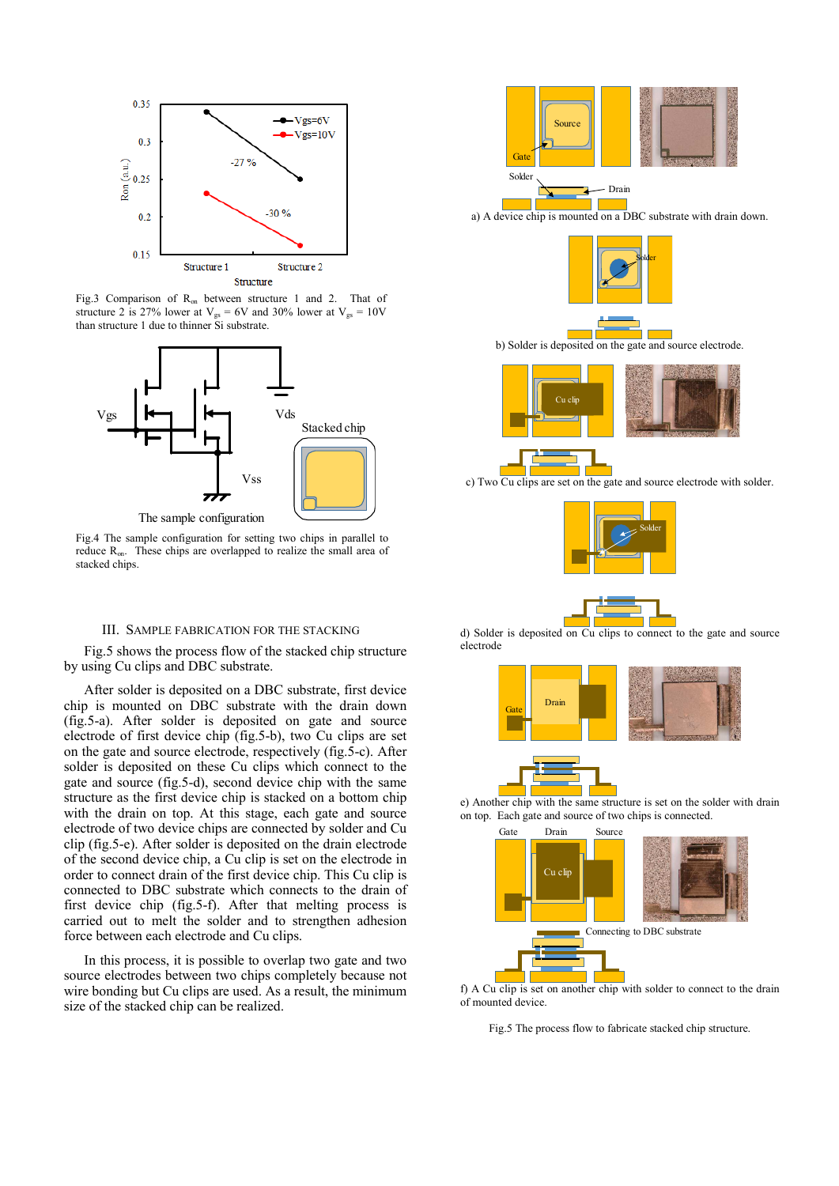Fig.3 Comparison of $R_{on}$ between structure 1 and 2. That of structure 2 is 27% lower at $V_{gs}$ = 6V and 30% lower at $V_{gs}$ = 10V than structure 1 due to thinner Si substrate.

Fig.4 The sample configuration for setting two chips in parallel to reduce $R_{on}$. These chips are overlapped to realize the small area of stacked chips.

## III. Sample Fabrication for the Stacking

Fig.5 shows the process flow of the stacked chip structure by using Cu clips and DBC substrate.

After solder is deposited on a DBC substrate, first device chip is mounted on DBC substrate with the drain down (fig.5-a). After solder is deposited on gate and source electrode of first device chip (fig.5-b), two Cu clips are set on the gate and source electrode, respectively (fig.5-c). After solder is deposited on these Cu clips which connect to the gate and source (fig.5-d), second device chip with the same structure as the first device chip is stacked on a bottom chip with the drain on top. At this stage, each gate and source electrode of two device chips are connected by solder and Cu clip (fig.5-e). After solder is deposited on the drain electrode of the second device chip, a Cu clip is set on the electrode in order to connect drain of the first device chip. This Cu clip is connected to DBC substrate which connects to the drain of first device chip (fig.5-f). After that melting process is carried out to melt the solder and to strengthen adhesion force between each electrode and Cu clips.

In this process, it is possible to overlap two gate and two source electrodes between two chips completely because not wire bonding but Cu clips are used. As a result, the minimum size of the stacked chip can be realized.

a) A device chip is mounted on a DBC substrate with drain down.

b) Solder is deposited on the gate and source electrode.

c) Two Cu clips are set on the gate and source electrode with solder.

d) Solder is deposited on Cu clips to connect to the gate and source electrode

e) Another chip with the same structure is set on the solder with drain on top. Each gate and source of two chips is connected.

f) A Cu clip is set on another chip with solder to connect to the drain of mounted device.

Fig.5 The process flow to fabricate stacked chip structure.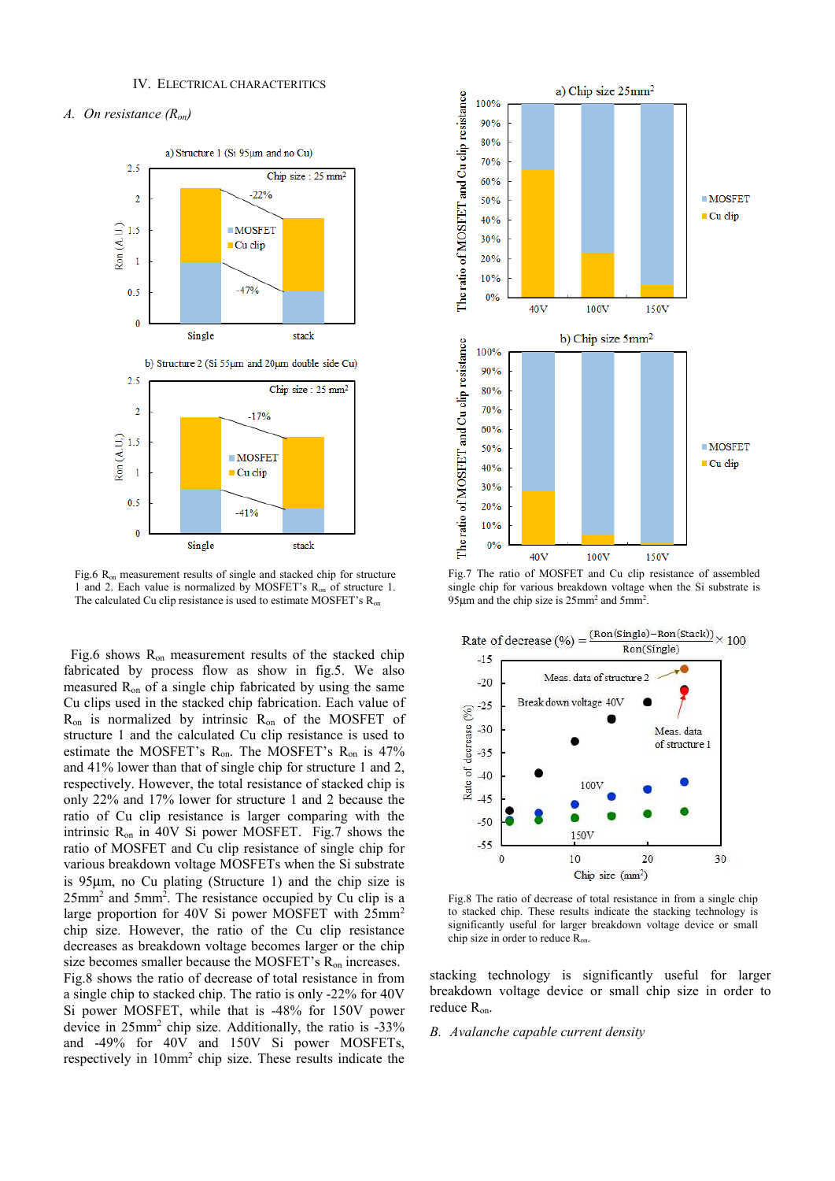## IV. Electrical Characteritics

### *A. On resistance ($R_{on}$)*

Fig.6 $R_{on}$ measurement results of single and stacked chip for structure 1 and 2. Each value is normalized by MOSFET's $R_{on}$ of structure 1. The calculated Cu clip resistance is used to estimate MOSFET's $R_{on}$

Fig.7 The ratio of MOSFET and Cu clip resistance of assembled single chip for various breakdown voltage when the Si substrate is 95µm and the chip size is 25mm² and 5mm².

$$\text{Rate of decrease (\%)} = \frac{\text{Ron(Single)} - \text{Ron(Stack)}}{\text{Ron(Single)}} \times 100$$

Fig.8 The ratio of decrease of total resistance in from a single chip to stacked chip. These results indicate the stacking technology is significantly useful for larger breakdown voltage device or small chip size in order to reduce $R_{on}$.

Fig.6 shows $R_{on}$ measurement results of the stacked chip fabricated by process flow as show in fig.5. We also measured $R_{on}$ of a single chip fabricated by using the same Cu clips used in the stacked chip fabrication. Each value of $R_{on}$ is normalized by intrinsic $R_{on}$ of the MOSFET of structure 1 and the calculated Cu clip resistance is used to estimate the MOSFET's $R_{on}$. The MOSFET's $R_{on}$ is 47% and 41% lower than that of single chip for structure 1 and 2, respectively. However, the total resistance of stacked chip is only 22% and 17% lower for structure 1 and 2 because the ratio of Cu clip resistance is larger comparing with the intrinsic $R_{on}$ in 40V Si power MOSFET. Fig.7 shows the ratio of MOSFET and Cu clip resistance of single chip for various breakdown voltage MOSFETs when the Si substrate is 95µm, no Cu plating (Structure 1) and the chip size is 25mm² and 5mm². The resistance occupied by Cu clip is a large proportion for 40V Si power MOSFET with 25mm² chip size. However, the ratio of the Cu clip resistance decreases as breakdown voltage becomes larger or the chip size becomes smaller because the MOSFET's $R_{on}$ increases. Fig.8 shows the ratio of decrease of total resistance in from a single chip to stacked chip. The ratio is only -22% for 40V Si power MOSFET, while that is -48% for 150V power device in 25mm² chip size. Additionally, the ratio is -33% and -49% for 40V and 150V Si power MOSFETs, respectively in 10mm² chip size. These results indicate the stacking technology is significantly useful for larger breakdown voltage device or small chip size in order to reduce $R_{on}$.

### *B. Avalanche capable current density*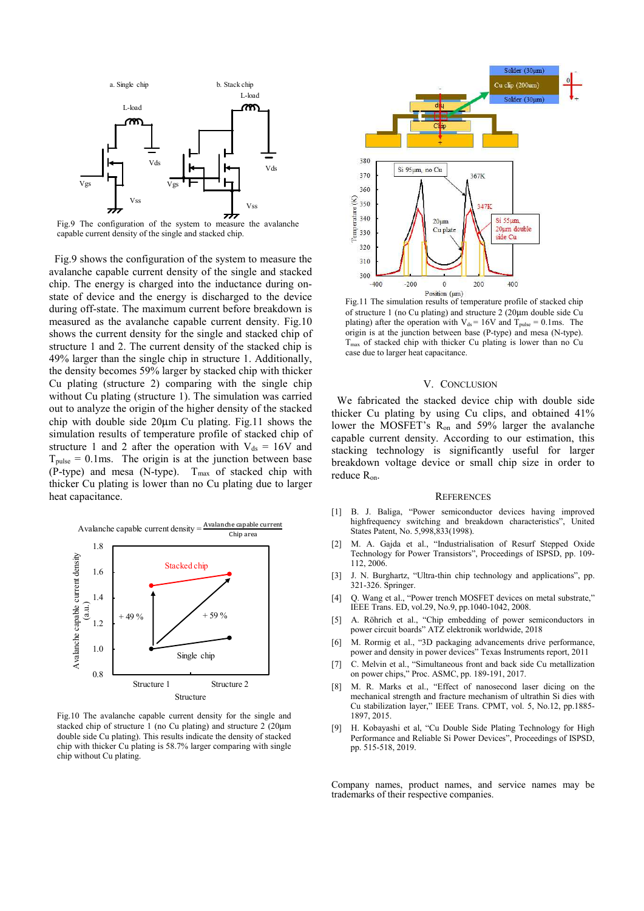a. Single chip

b. Stack chip

L-load

L-load

Vds

Vds

Vgs

Vgs

Vss

Vss

Fig.9 The configuration of the system to measure the avalanche capable current density of the single and stacked chip.

Fig.9 shows the configuration of the system to measure the avalanche capable current density of the single and stacked chip. The energy is charged into the inductance during on-state of device and the energy is discharged to the device during off-state. The maximum current before breakdown is measured as the avalanche capable current density. Fig.10 shows the current density for the single and stacked chip of structure 1 and 2. The current density of the stacked chip is 49% larger than the single chip in structure 1. Additionally, the density becomes 59% larger by stacked chip with thicker Cu plating (structure 2) comparing with the single chip without Cu plating (structure 1). The simulation was carried out to analyze the origin of the higher density of the stacked chip with double side 20μm Cu plating. Fig.11 shows the simulation results of temperature profile of stacked chip of structure 1 and 2 after the operation with $V_{ds}$ = 16V and $T_{pulse}$ = 0.1ms. The origin is at the junction between base (P-type) and mesa (N-type). $T_{max}$ of stacked chip with thicker Cu plating is lower than no Cu plating due to larger heat capacitance.

Avalanche capable current density = $\frac{\text{Avalanche capable current}}{\text{Chip area}}$

Avalanche capable current density (a.u.)

1.8
1.6
1.4
1.2
1.0
0.8

Stacked chip

+ 49 %

+ 59 %

Single chip

Structure 1

Structure 2

Structure

Fig.10 The avalanche capable current density for the single and stacked chip of structure 1 (no Cu plating) and structure 2 (20μm double side Cu plating). This results indicate the density of stacked chip with thicker Cu plating is 58.7% larger comparing with single chip without Cu plating.

Solder (30μm)

Cu clip (200um)

Solder (30μm)

Chip

Chip

0

+

Temperature (K)

380
370
360
350
340
330
320
310
300

Si 95μm, no Cu

367K

347K

20μm Cu plate

Si 55μm, 20μm double side Cu

-400
-200
0
200
400

Position (μm)

Fig.11 The simulation results of temperature profile of stacked chip of structure 1 (no Cu plating) and structure 2 (20μm double side Cu plating) after the operation with $V_{ds}$ = 16V and $T_{pulse}$ = 0.1ms. The origin is at the junction between base (P-type) and mesa (N-type). $T_{max}$ of stacked chip with thicker Cu plating is lower than no Cu case due to larger heat capacitance.

## V. Conclusion

We fabricated the stacked device chip with double side thicker Cu plating by using Cu clips, and obtained 41% lower the MOSFET's $R_{on}$ and 59% larger the avalanche capable current density. According to our estimation, this stacking technology is significantly useful for larger breakdown voltage device or small chip size in order to reduce $R_{on}$.

## References

[1] B. J. Baliga, "Power semiconductor devices having improved highfrequency switching and breakdown characteristics", United States Patent, No. 5,998,833(1998).

[2] M. A. Gajda et al., "Industrialisation of Resurf Stepped Oxide Technology for Power Transistors", Proceedings of ISPSD, pp. 109-112, 2006.

[3] J. N. Burghartz, "Ultra-thin chip technology and applications", pp. 321-326. Springer.

[4] Q. Wang et al., "Power trench MOSFET devices on metal substrate," IEEE Trans. ED, vol.29, No.9, pp.1040-1042, 2008.

[5] A. Röhrich et al., "Chip embedding of power semiconductors in power circuit boards" ATZ elektronik worldwide, 2018

[6] M. Rormig et al., "3D packaging advancements drive performance, power and density in power devices" Texas Instruments report, 2011

[7] C. Melvin et al., "Simultaneous front and back side Cu metallization on power chips," Proc. ASMC, pp. 189-191, 2017.

[8] M. R. Marks et al., "Effect of nanosecond laser dicing on the mechanical strength and fracture mechanism of ultrathin Si dies with Cu stabilization layer," IEEE Trans. CPMT, vol. 5, No.12, pp.1885-1897, 2015.

[9] H. Kobayashi et al, "Cu Double Side Plating Technology for High Performance and Reliable Si Power Devices", Proceedings of ISPSD, pp. 515-518, 2019.

Company names, product names, and service names may be trademarks of their respective companies.